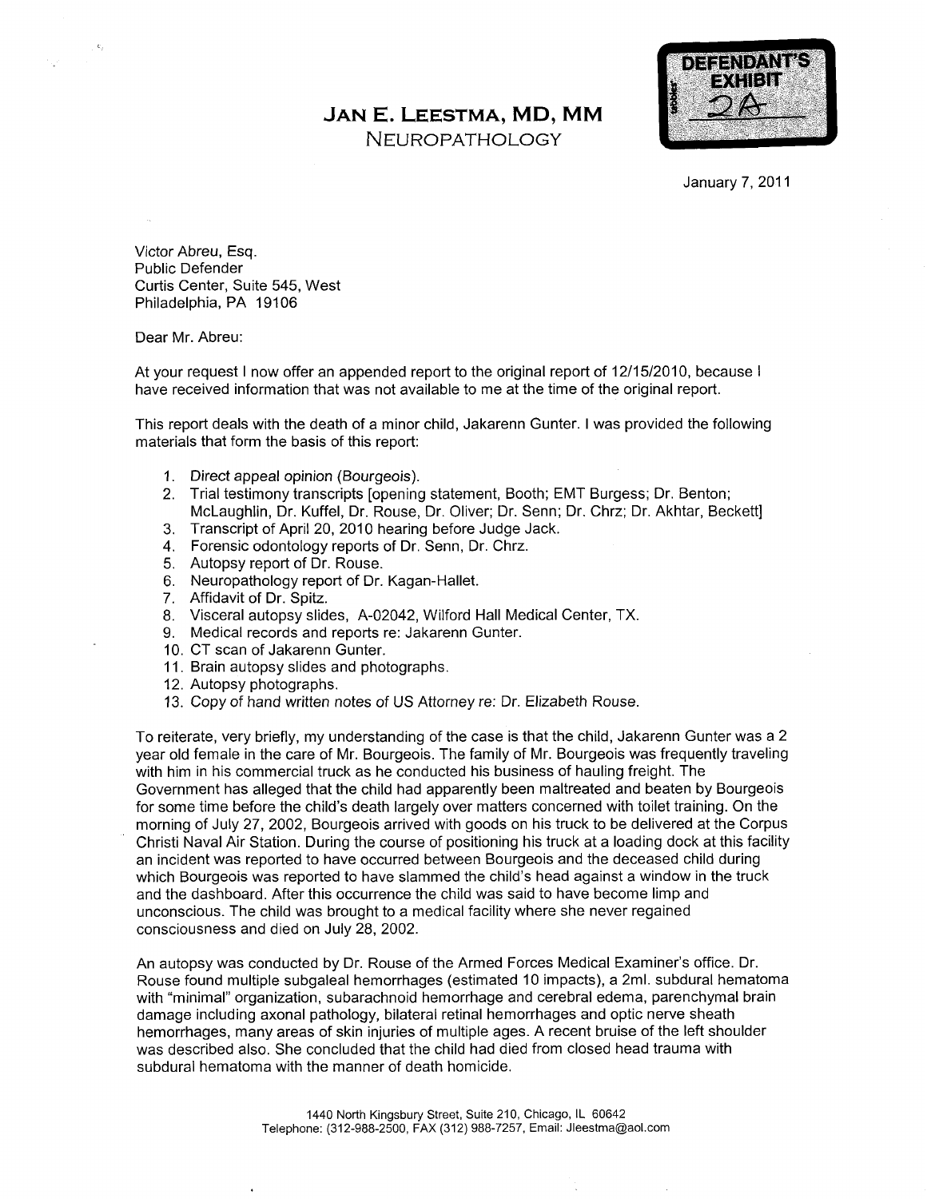# JAN E. LEESTMA, MD, MM

## NEUROPATHOLOGY

DEFENDANT'S EXHIBIT 2A

January 7, 2011

Victor Abreu, Esq.
Public Defender
Curtis Center, Suite 545, West
Philadelphia, PA 19106

Dear Mr. Abreu:

At your request I now offer an appended report to the original report of 12/15/2010, because I have received information that was not available to me at the time of the original report.

This report deals with the death of a minor child, Jakarenn Gunter. I was provided the following materials that form the basis of this report:

1. Direct appeal opinion (Bourgeois).
2. Trial testimony transcripts [opening statement, Booth; EMT Burgess; Dr. Benton; McLaughlin, Dr. Kuffel, Dr. Rouse, Dr. Oliver; Dr. Senn; Dr. Chrz; Dr. Akhtar, Beckett]
3. Transcript of April 20, 2010 hearing before Judge Jack.
4. Forensic odontology reports of Dr. Senn, Dr. Chrz.
5. Autopsy report of Dr. Rouse.
6. Neuropathology report of Dr. Kagan-Hallet.
7. Affidavit of Dr. Spitz.
8. Visceral autopsy slides, A-02042, Wilford Hall Medical Center, TX.
9. Medical records and reports re: Jakarenn Gunter.
10. CT scan of Jakarenn Gunter.
11. Brain autopsy slides and photographs.
12. Autopsy photographs.
13. Copy of hand written notes of US Attorney re: Dr. Elizabeth Rouse.

To reiterate, very briefly, my understanding of the case is that the child, Jakarenn Gunter was a 2 year old female in the care of Mr. Bourgeois. The family of Mr. Bourgeois was frequently traveling with him in his commercial truck as he conducted his business of hauling freight. The Government has alleged that the child had apparently been maltreated and beaten by Bourgeois for some time before the child's death largely over matters concerned with toilet training. On the morning of July 27, 2002, Bourgeois arrived with goods on his truck to be delivered at the Corpus Christi Naval Air Station. During the course of positioning his truck at a loading dock at this facility an incident was reported to have occurred between Bourgeois and the deceased child during which Bourgeois was reported to have slammed the child's head against a window in the truck and the dashboard. After this occurrence the child was said to have become limp and unconscious. The child was brought to a medical facility where she never regained consciousness and died on July 28, 2002.

An autopsy was conducted by Dr. Rouse of the Armed Forces Medical Examiner's office. Dr. Rouse found multiple subgaleal hemorrhages (estimated 10 impacts), a 2ml. subdural hematoma with "minimal" organization, subarachnoid hemorrhage and cerebral edema, parenchymal brain damage including axonal pathology, bilateral retinal hemorrhages and optic nerve sheath hemorrhages, many areas of skin injuries of multiple ages. A recent bruise of the left shoulder was described also. She concluded that the child had died from closed head trauma with subdural hematoma with the manner of death homicide.

1440 North Kingsbury Street, Suite 210, Chicago, IL 60642
Telephone: (312-988-2500, FAX (312) 988-7257, Email: Jleestma@aol.com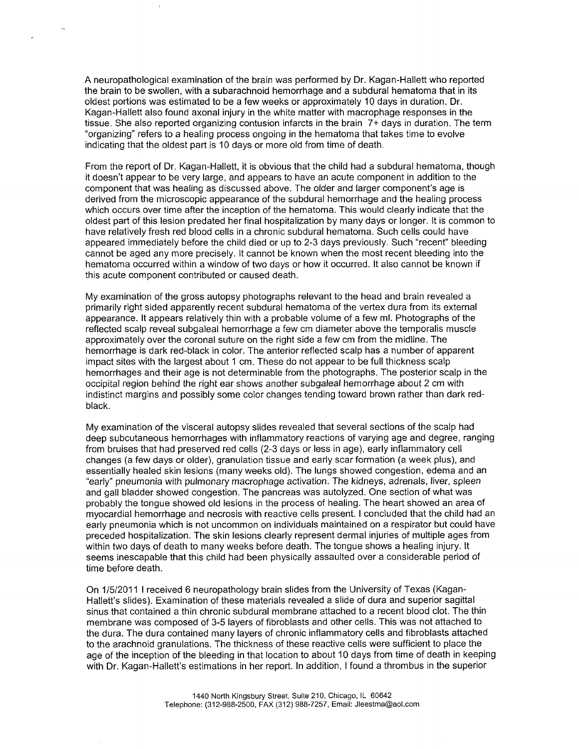A neuropathological examination of the brain was performed by Dr. Kagan-Hallett who reported the brain to be swollen, with a subarachnoid hemorrhage and a subdural hematoma that in its oldest portions was estimated to be a few weeks or approximately 10 days in duration. Dr. Kagan-Hallett also found axonal injury in the white matter with macrophage responses in the tissue. She also reported organizing contusion infarcts in the brain 7+ days in duration. The term "organizing" refers to a healing process ongoing in the hematoma that takes time to evolve indicating that the oldest part is 10 days or more old from time of death.

From the report of Dr. Kagan-Hallett, it is obvious that the child had a subdural hematoma, though it doesn't appear to be very large, and appears to have an acute component in addition to the component that was healing as discussed above. The older and larger component's age is derived from the microscopic appearance of the subdural hemorrhage and the healing process which occurs over time after the inception of the hematoma. This would clearly indicate that the oldest part of this lesion predated her final hospitalization by many days or longer. It is common to have relatively fresh red blood cells in a chronic subdural hematoma. Such cells could have appeared immediately before the child died or up to 2-3 days previously. Such "recent" bleeding cannot be aged any more precisely. It cannot be known when the most recent bleeding into the hematoma occurred within a window of two days or how it occurred. It also cannot be known if this acute component contributed or caused death.

My examination of the gross autopsy photographs relevant to the head and brain revealed a primarily right sided apparently recent subdural hematoma of the vertex dura from its external appearance. It appears relatively thin with a probable volume of a few ml. Photographs of the reflected scalp reveal subgaleal hemorrhage a few cm diameter above the temporalis muscle approximately over the coronal suture on the right side a few cm from the midline. The hemorrhage is dark red-black in color. The anterior reflected scalp has a number of apparent impact sites with the largest about 1 cm. These do not appear to be full thickness scalp hemorrhages and their age is not determinable from the photographs. The posterior scalp in the occipital region behind the right ear shows another subgaleal hemorrhage about 2 cm with indistinct margins and possibly some color changes tending toward brown rather than dark red-black.

My examination of the visceral autopsy slides revealed that several sections of the scalp had deep subcutaneous hemorrhages with inflammatory reactions of varying age and degree, ranging from bruises that had preserved red cells (2-3 days or less in age), early inflammatory cell changes (a few days or older), granulation tissue and early scar formation (a week plus), and essentially healed skin lesions (many weeks old). The lungs showed congestion, edema and an "early" pneumonia with pulmonary macrophage activation. The kidneys, adrenals, liver, spleen and gall bladder showed congestion. The pancreas was autolyzed. One section of what was probably the tongue showed old lesions in the process of healing. The heart showed an area of myocardial hemorrhage and necrosis with reactive cells present. I concluded that the child had an early pneumonia which is not uncommon on individuals maintained on a respirator but could have preceded hospitalization. The skin lesions clearly represent dermal injuries of multiple ages from within two days of death to many weeks before death. The tongue shows a healing injury. It seems inescapable that this child had been physically assaulted over a considerable period of time before death.

On 1/5/2011 I received 6 neuropathology brain slides from the University of Texas (Kagan-Hallett's slides). Examination of these materials revealed a slide of dura and superior sagittal sinus that contained a thin chronic subdural membrane attached to a recent blood clot. The thin membrane was composed of 3-5 layers of fibroblasts and other cells. This was not attached to the dura. The dura contained many layers of chronic inflammatory cells and fibroblasts attached to the arachnoid granulations. The thickness of these reactive cells were sufficient to place the age of the inception of the bleeding in that location to about 10 days from time of death in keeping with Dr. Kagan-Hallett's estimations in her report. In addition, I found a thrombus in the superior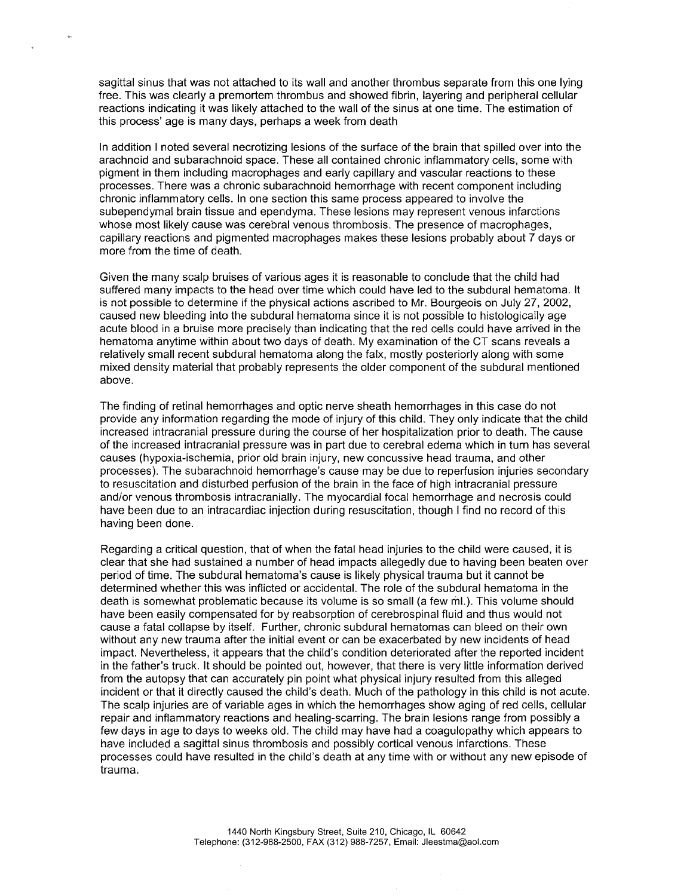sagittal sinus that was not attached to its wall and another thrombus separate from this one lying free. This was clearly a premortem thrombus and showed fibrin, layering and peripheral cellular reactions indicating it was likely attached to the wall of the sinus at one time. The estimation of this process' age is many days, perhaps a week from death

In addition I noted several necrotizing lesions of the surface of the brain that spilled over into the arachnoid and subarachnoid space. These all contained chronic inflammatory cells, some with pigment in them including macrophages and early capillary and vascular reactions to these processes. There was a chronic subarachnoid hemorrhage with recent component including chronic inflammatory cells. In one section this same process appeared to involve the subependymal brain tissue and ependyma. These lesions may represent venous infarctions whose most likely cause was cerebral venous thrombosis. The presence of macrophages, capillary reactions and pigmented macrophages makes these lesions probably about 7 days or more from the time of death.

Given the many scalp bruises of various ages it is reasonable to conclude that the child had suffered many impacts to the head over time which could have led to the subdural hematoma. It is not possible to determine if the physical actions ascribed to Mr. Bourgeois on July 27, 2002, caused new bleeding into the subdural hematoma since it is not possible to histologically age acute blood in a bruise more precisely than indicating that the red cells could have arrived in the hematoma anytime within about two days of death. My examination of the CT scans reveals a relatively small recent subdural hematoma along the falx, mostly posteriorly along with some mixed density material that probably represents the older component of the subdural mentioned above.

The finding of retinal hemorrhages and optic nerve sheath hemorrhages in this case do not provide any information regarding the mode of injury of this child. They only indicate that the child increased intracranial pressure during the course of her hospitalization prior to death. The cause of the increased intracranial pressure was in part due to cerebral edema which in turn has several causes (hypoxia-ischemia, prior old brain injury, new concussive head trauma, and other processes). The subarachnoid hemorrhage's cause may be due to reperfusion injuries secondary to resuscitation and disturbed perfusion of the brain in the face of high intracranial pressure and/or venous thrombosis intracranially. The myocardial focal hemorrhage and necrosis could have been due to an intracardiac injection during resuscitation, though I find no record of this having been done.

Regarding a critical question, that of when the fatal head injuries to the child were caused, it is clear that she had sustained a number of head impacts allegedly due to having been beaten over period of time. The subdural hematoma's cause is likely physical trauma but it cannot be determined whether this was inflicted or accidental. The role of the subdural hematoma in the death is somewhat problematic because its volume is so small (a few ml.). This volume should have been easily compensated for by reabsorption of cerebrospinal fluid and thus would not cause a fatal collapse by itself. Further, chronic subdural hematomas can bleed on their own without any new trauma after the initial event or can be exacerbated by new incidents of head impact. Nevertheless, it appears that the child's condition deteriorated after the reported incident in the father's truck. It should be pointed out, however, that there is very little information derived from the autopsy that can accurately pin point what physical injury resulted from this alleged incident or that it directly caused the child's death. Much of the pathology in this child is not acute. The scalp injuries are of variable ages in which the hemorrhages show aging of red cells, cellular repair and inflammatory reactions and healing-scarring. The brain lesions range from possibly a few days in age to days to weeks old. The child may have had a coagulopathy which appears to have included a sagittal sinus thrombosis and possibly cortical venous infarctions. These processes could have resulted in the child's death at any time with or without any new episode of trauma.

1440 North Kingsbury Street, Suite 210, Chicago, IL 60642
Telephone: (312-988-2500, FAX (312) 988-7257, Email: Jleestma@aol.com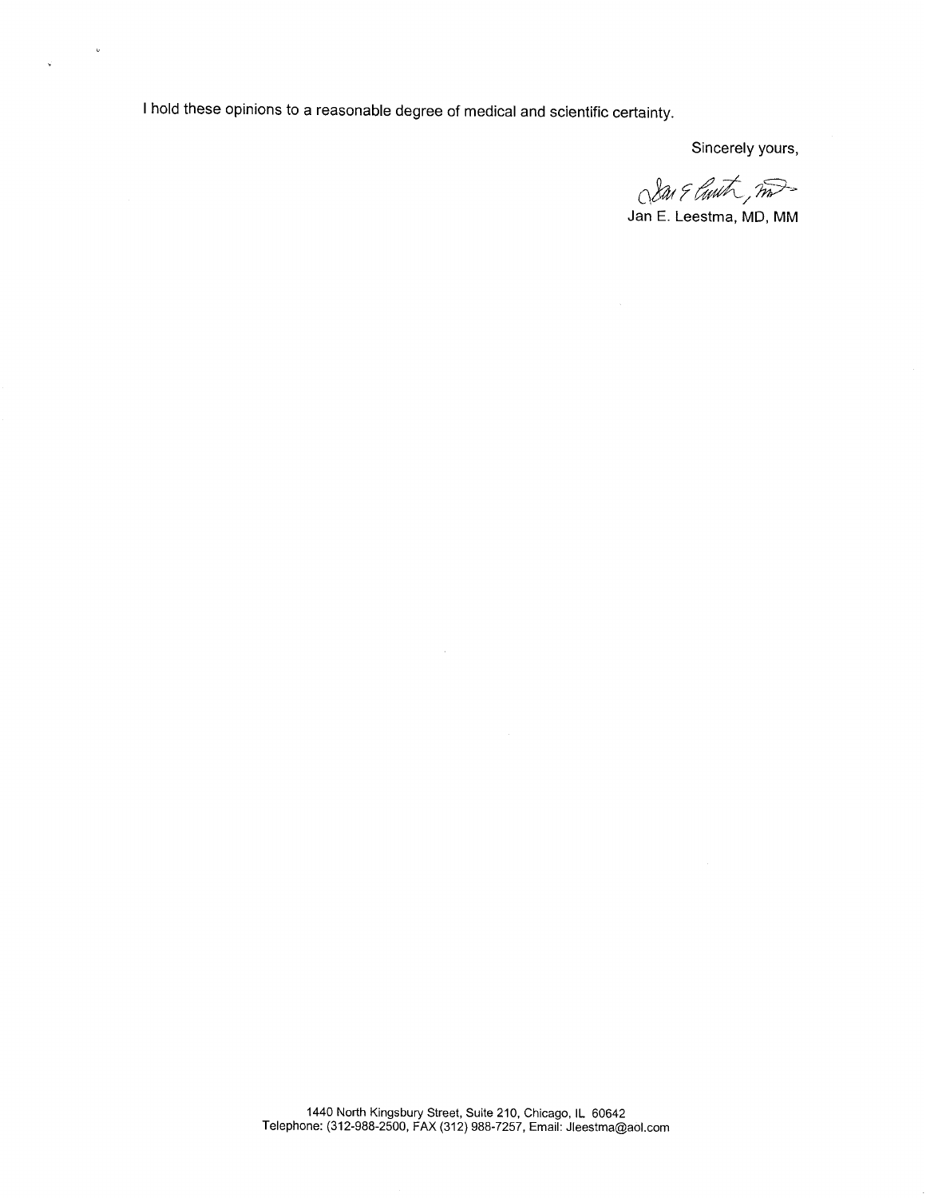I hold these opinions to a reasonable degree of medical and scientific certainty.

Sincerely yours,

Jan E. Leestma, MD, MM

1440 North Kingsbury Street, Suite 210, Chicago, IL 60642
Telephone: (312-988-2500, FAX (312) 988-7257, Email: Jleestma@aol.com